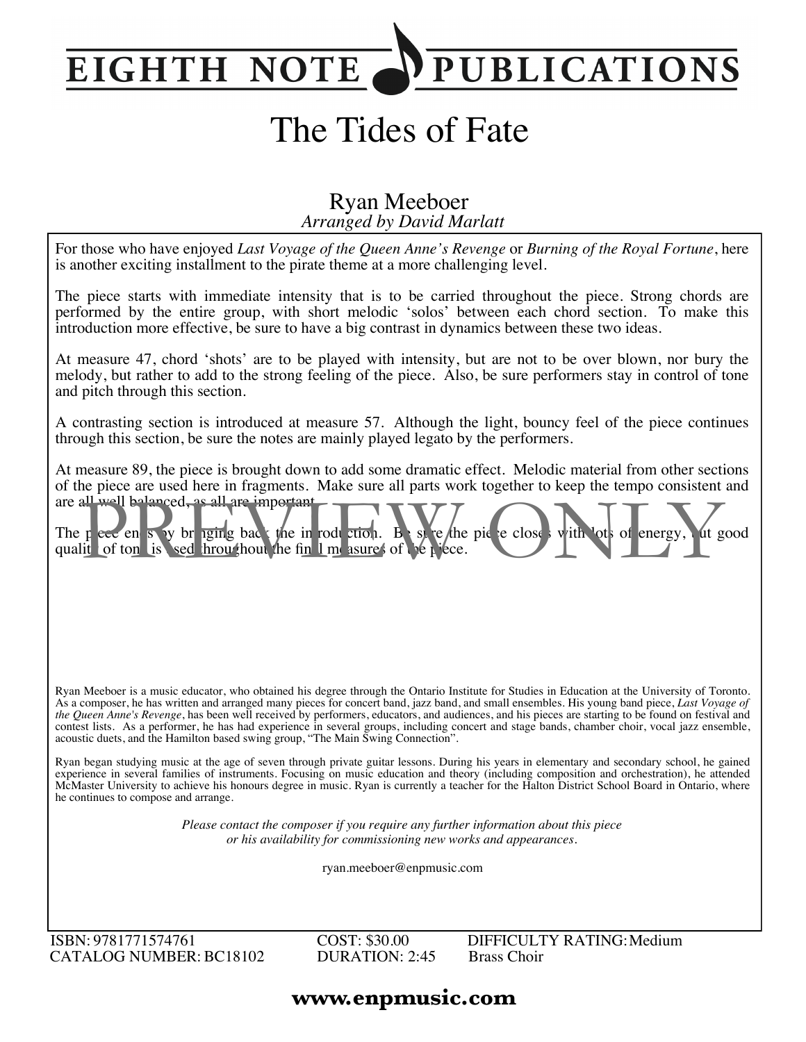EIGHTH NOTE PUBLICATIONS

# The Tides of Fate

## Ryan Meeboer

*Arranged by David Marlatt*

For those who have enjoyed *Last Voyage of the Queen Anne's Revenge* or *Burning of the Royal Fortune*, here is another exciting installment to the pirate theme at a more challenging level.

The piece starts with immediate intensity that is to be carried throughout the piece. Strong chords are performed by the entire group, with short melodic 'solos' between each chord section. To make this introduction more effective, be sure to have a big contrast in dynamics between these two ideas.

At measure 47, chord 'shots' are to be played with intensity, but are not to be over blown, nor bury the melody, but rather to add to the strong feeling of the piece. Also, be sure performers stay in control of tone and pitch through this section.

A contrasting section is introduced at measure 57. Although the light, bouncy feel of the piece continues through this section, be sure the notes are mainly played legato by the performers.

At measure 89, the piece is brought down to add some dramatic effect. Melodic material from other sections of the piece are used here in fragments. Make sure all parts work together to keep the tempo consistent and are all well balanced, as all are important.

The piece ends by bringing back the introduction. Be sure the piece closes with lots of energy, but good quality of tone is used throughout the final measures of the piece.

PREVIEW ONLY

Ryan Meeboer is a music educator, who obtained his degree through the Ontario Institute for Studies in Education at the University of Toronto. As a composer, he has written and arranged many pieces for concert band, jazz band, and small ensembles. His young band piece, *Last Voyage of the Queen Anne's Revenge*, has been well received by performers, educators, and audiences, and his pieces are starting to be found on festival and contest lists. As a performer, he has had experience in several groups, including concert and stage bands, chamber choir, vocal jazz ensemble, acoustic duets, and the Hamilton based swing group, "The Main Swing Connection".

Ryan began studying music at the age of seven through private guitar lessons. During his years in elementary and secondary school, he gained experience in several families of instruments. Focusing on music education and theory (including composition and orchestration), he attended McMaster University to achieve his honours degree in music. Ryan is currently a teacher for the Halton District School Board in Ontario, where he continues to compose and arrange.

*Please contact the composer if you require any further information about this piece or his availability for commissioning new works and appearances.*

ryan.meeboer@enpmusic.com

| | | |
|---|---|---|
| ISBN: 9781771574761 | COST: $30.00 | DIFFICULTY RATING: Medium |
| CATALOG NUMBER: BC18102 | DURATION: 2:45 | Brass Choir |

**www.enpmusic.com**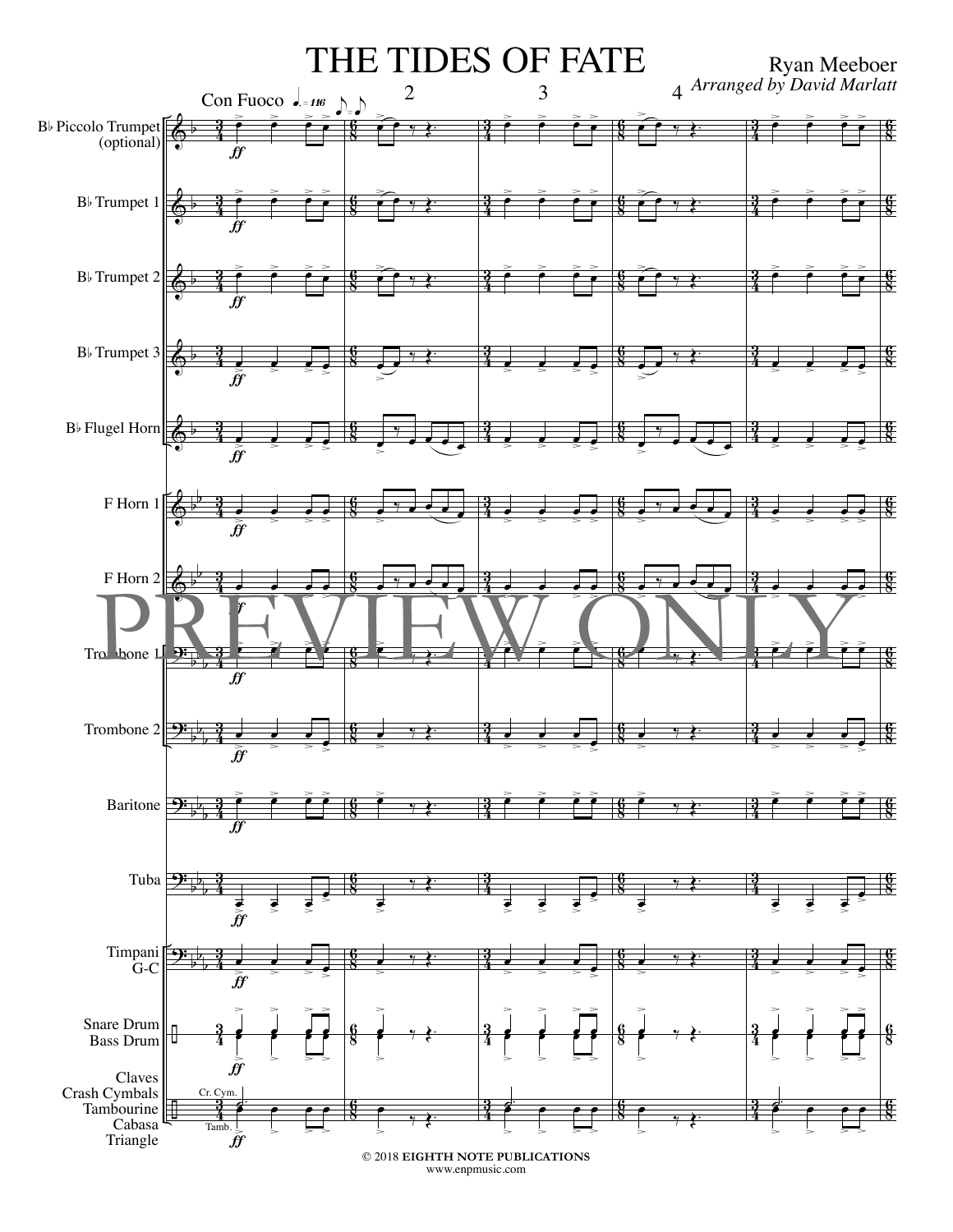# THE TIDES OF FATE

Ryan Meeboer

*Arranged by David Marlatt*

Con Fuoco ♩. = 116 ♪ = ♪

B♭ Piccolo Trumpet (optional)

B♭ Trumpet 1

B♭ Trumpet 2

B♭ Trumpet 3

B♭ Flugel Horn

F Horn 1

F Horn 2

Trombone 1

Trombone 2

Baritone

Tuba

Timpani G-C

Snare Drum
Bass Drum

Claves
Crash Cymbals
Tambourine
Cabasa
Triangle

PREVIEW ONLY

© 2018 **EIGHTH NOTE PUBLICATIONS**
www.enpmusic.com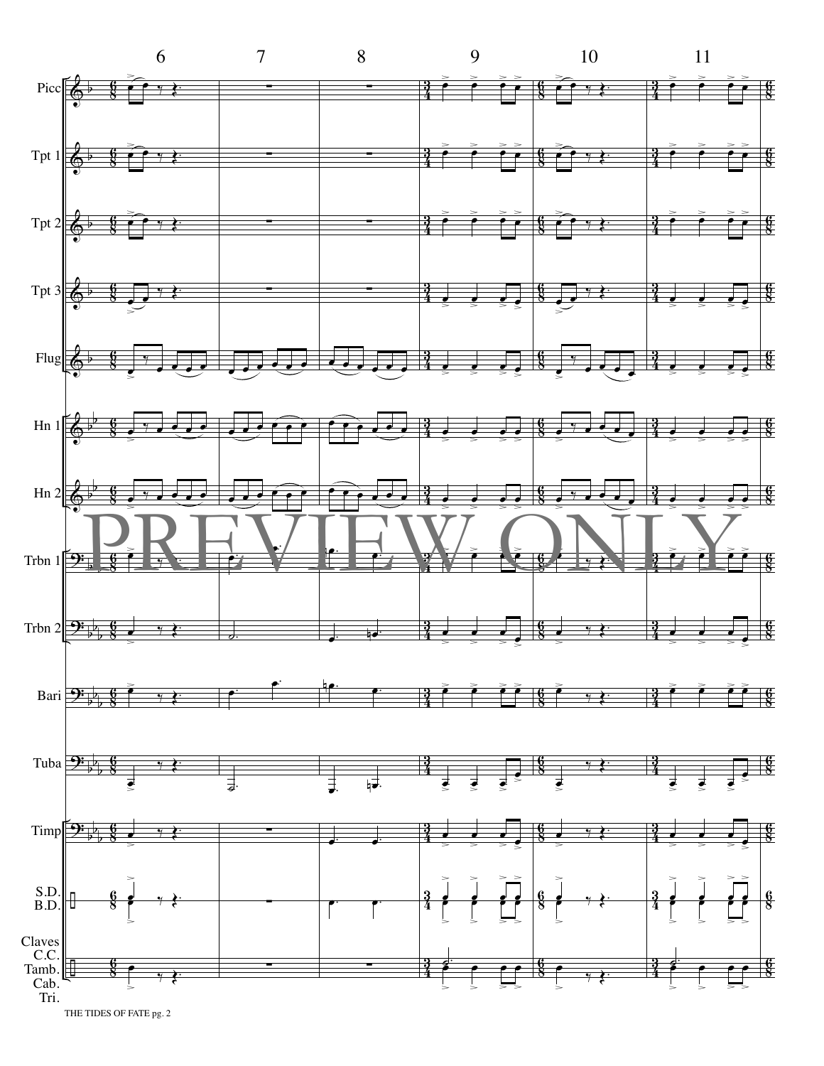PREVIEW ONLY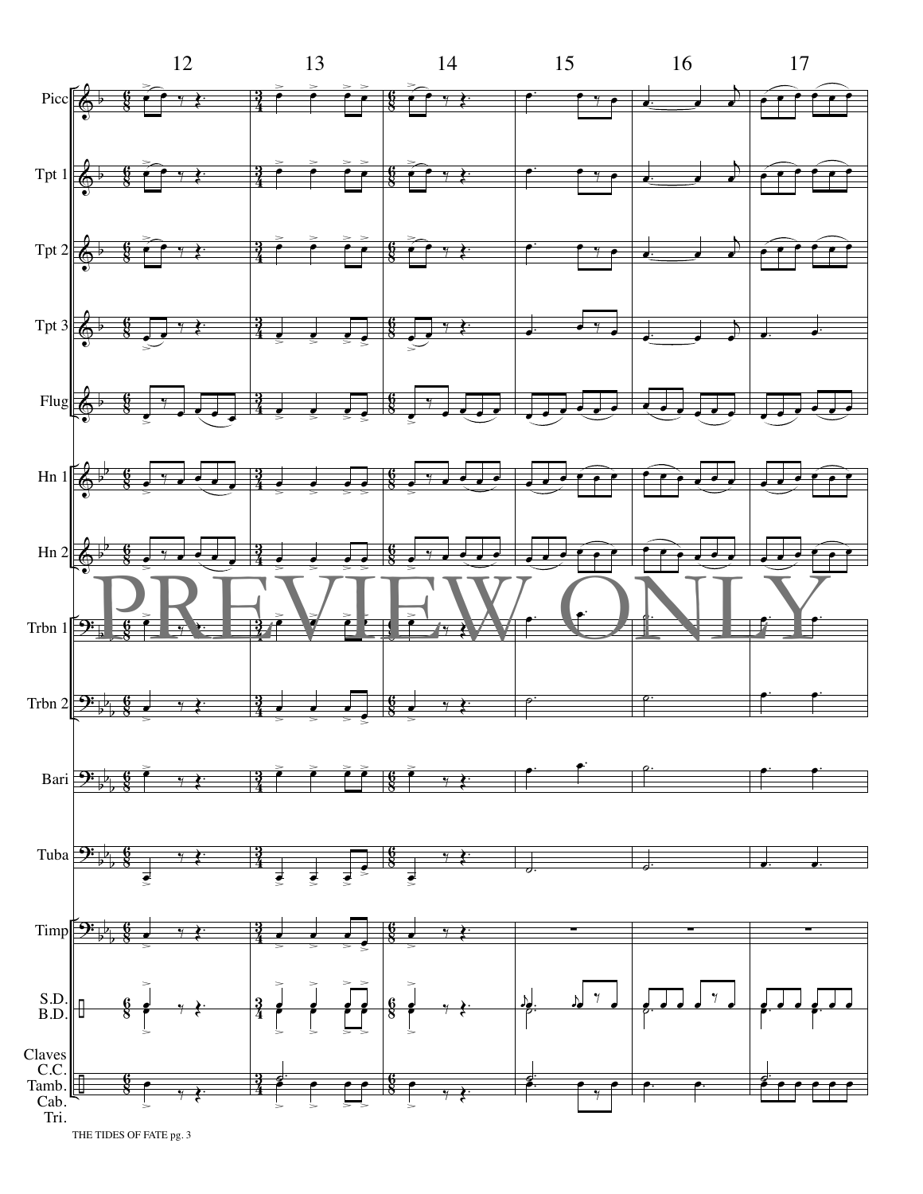12 13 14 15 16 17

Picc

Tpt 1

Tpt 2

Tpt 3

Flug

Hn 1

Hn 2

PREVIEW ONLY

Trbn 1

Trbn 2

Bari

Tuba

Timp

S.D.
B.D.

Claves
C.C.
Tamb.
Cab.
Tri.

THE TIDES OF FATE pg. 3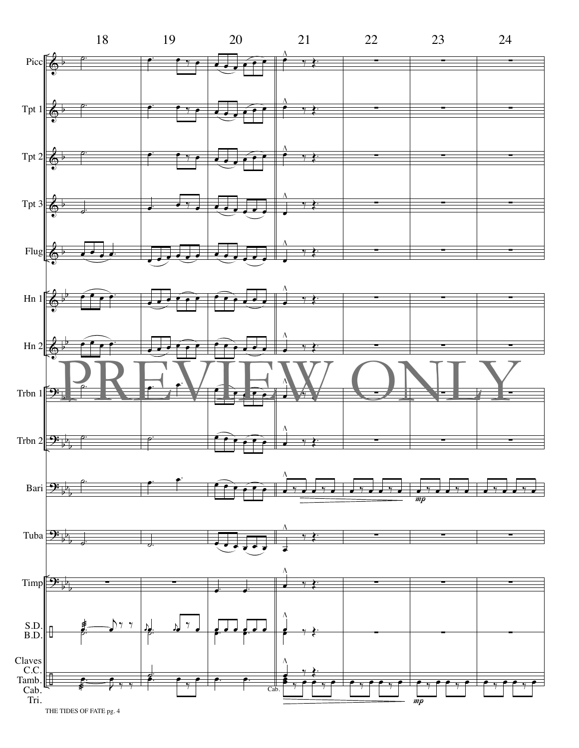18 19 20 21 22 23 24

Picc

Tpt 1

Tpt 2

Tpt 3

Flug

Hn 1

Hn 2

PREVIEW ONLY

Trbn 1

Trbn 2

Bari

*mp*

Tuba

Timp

S.D.
B.D.

Claves
C.C.
Tamb.
Cab.
Tri.

Cab.

*mp*

THE TIDES OF FATE pg. 4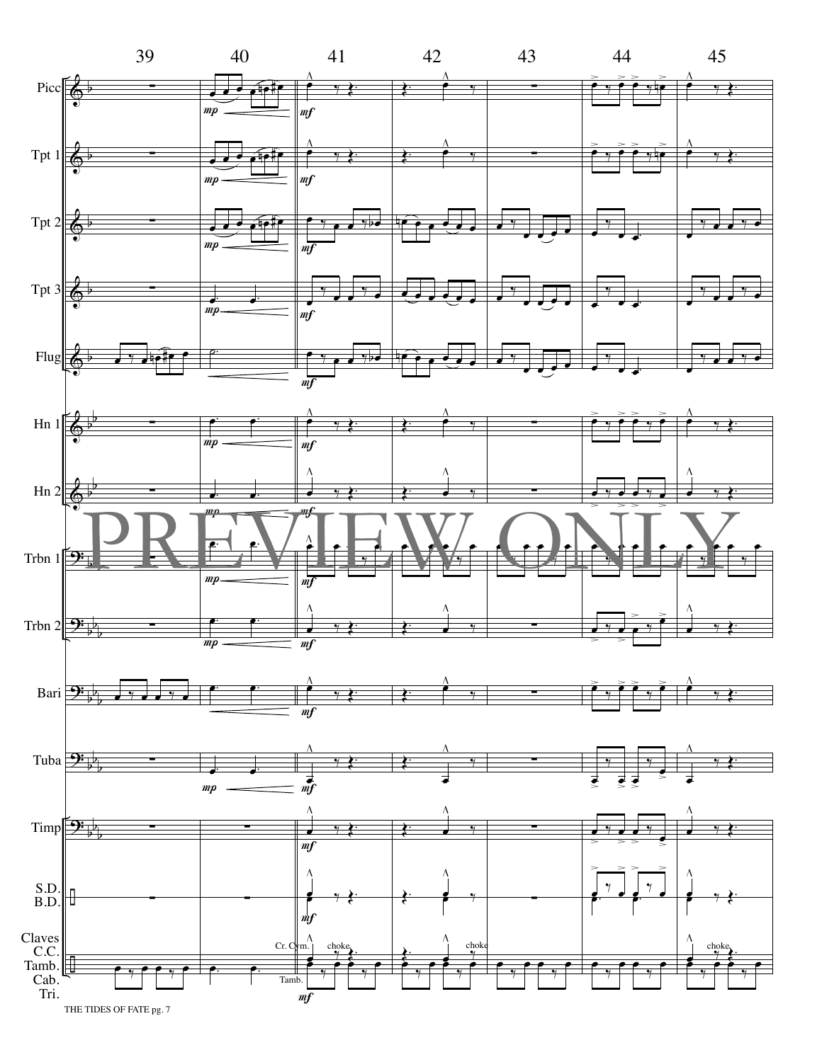39 40 41 42 43 44 45

Picc

Tpt 1

Tpt 2

Tpt 3

Flug

Hn 1

Hn 2

Trbn 1

Trbn 2

Bari

Tuba

Timp

S.D.
B.D.

Claves
C.C.
Tamb.
Cab.
Tri.

*mp* *mf*

Cr. Cym. choke choke choke

Tamb.

PREVIEW ONLY

THE TIDES OF FATE pg. 7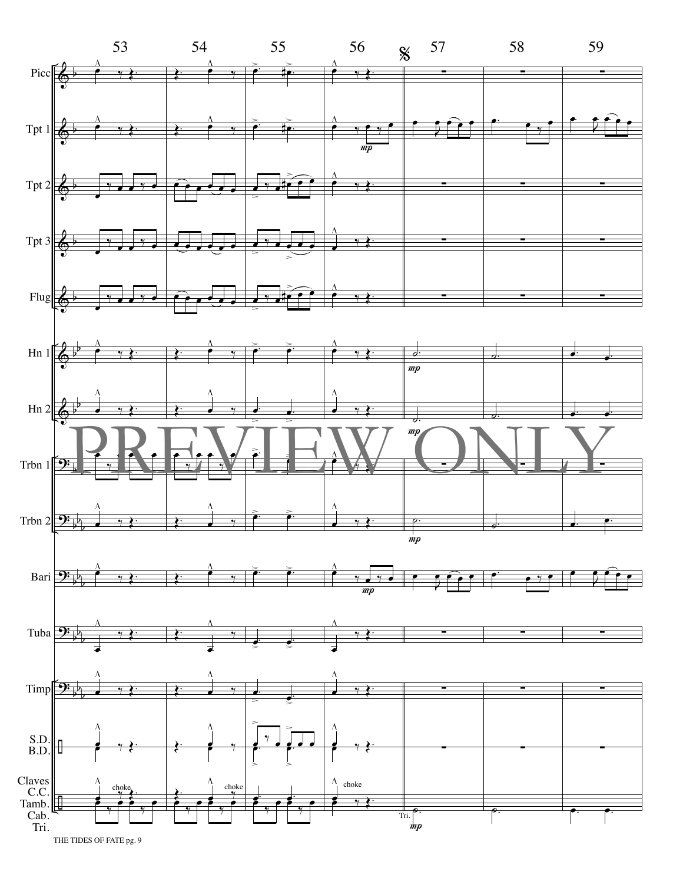53 54 55 56 57 58 59

Picc

Tpt 1

Tpt 2

Tpt 3

Flug

Hn 1

Hn 2

Trbn 1

Trbn 2

Bari

Tuba

Timp

S.D.
B.D.

Claves
C.C.
Tamb.
Cab.
Tri.

PREVIEW ONLY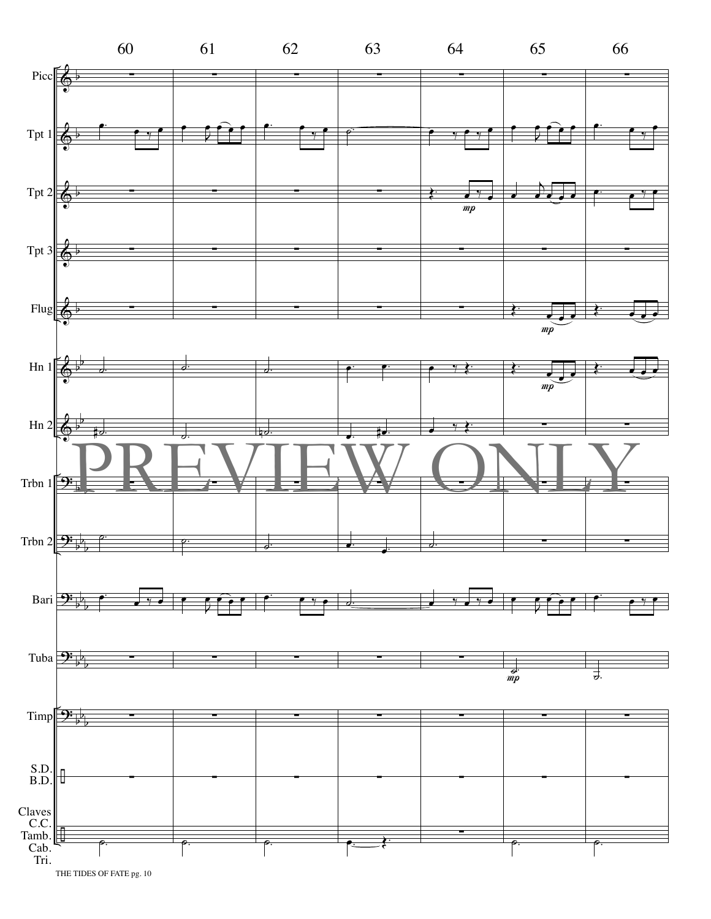PREVIEW ONLY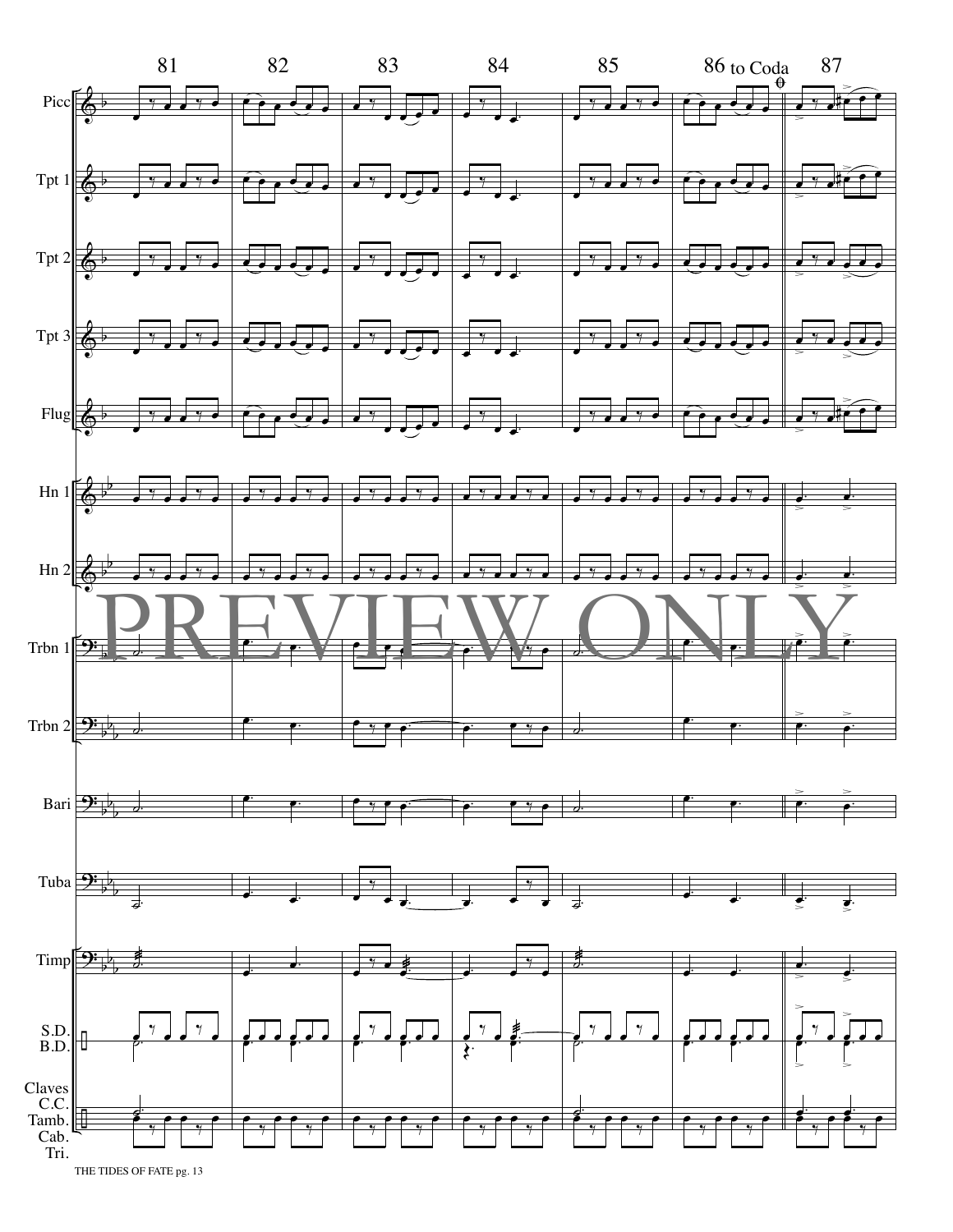81 82 83 84 85 86 to Coda 87

Picc

Tpt 1

Tpt 2

Tpt 3

Flug

Hn 1

Hn 2

PREVIEW ONLY

Trbn 1

Trbn 2

Bari

Tuba

Timp

S.D.
B.D.

Claves
C.C.
Tamb.
Cab.
Tri.

THE TIDES OF FATE pg. 13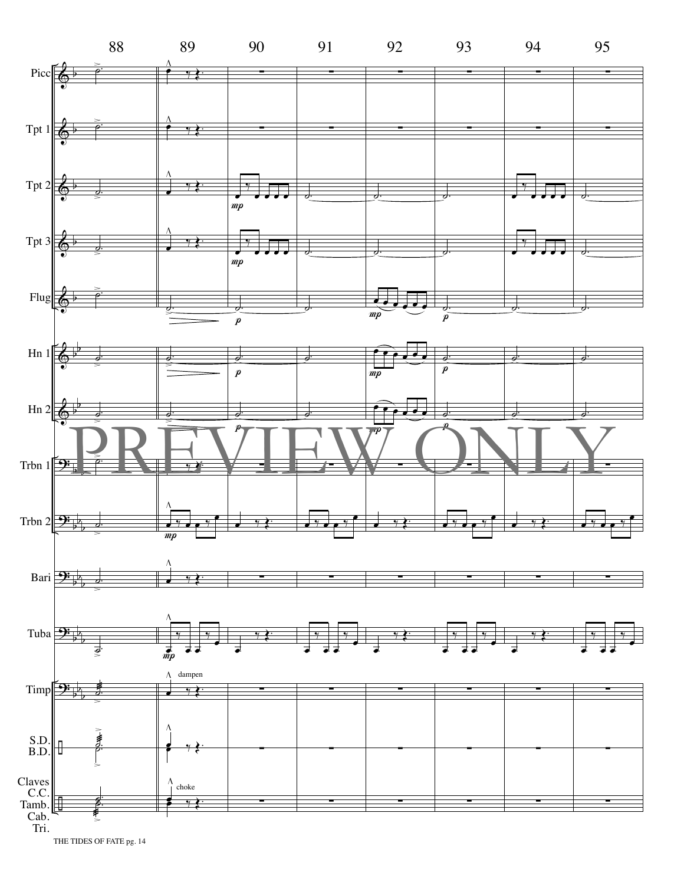88 89 90 91 92 93 94 95

Picc

Tpt 1

Tpt 2

Tpt 3

Flug

Hn 1

Hn 2

Trbn 1

Trbn 2

Bari

Tuba

Timp

S.D.
B.D.

Claves
C.C.
Tamb.
Cab.
Tri.

PREVIEW ONLY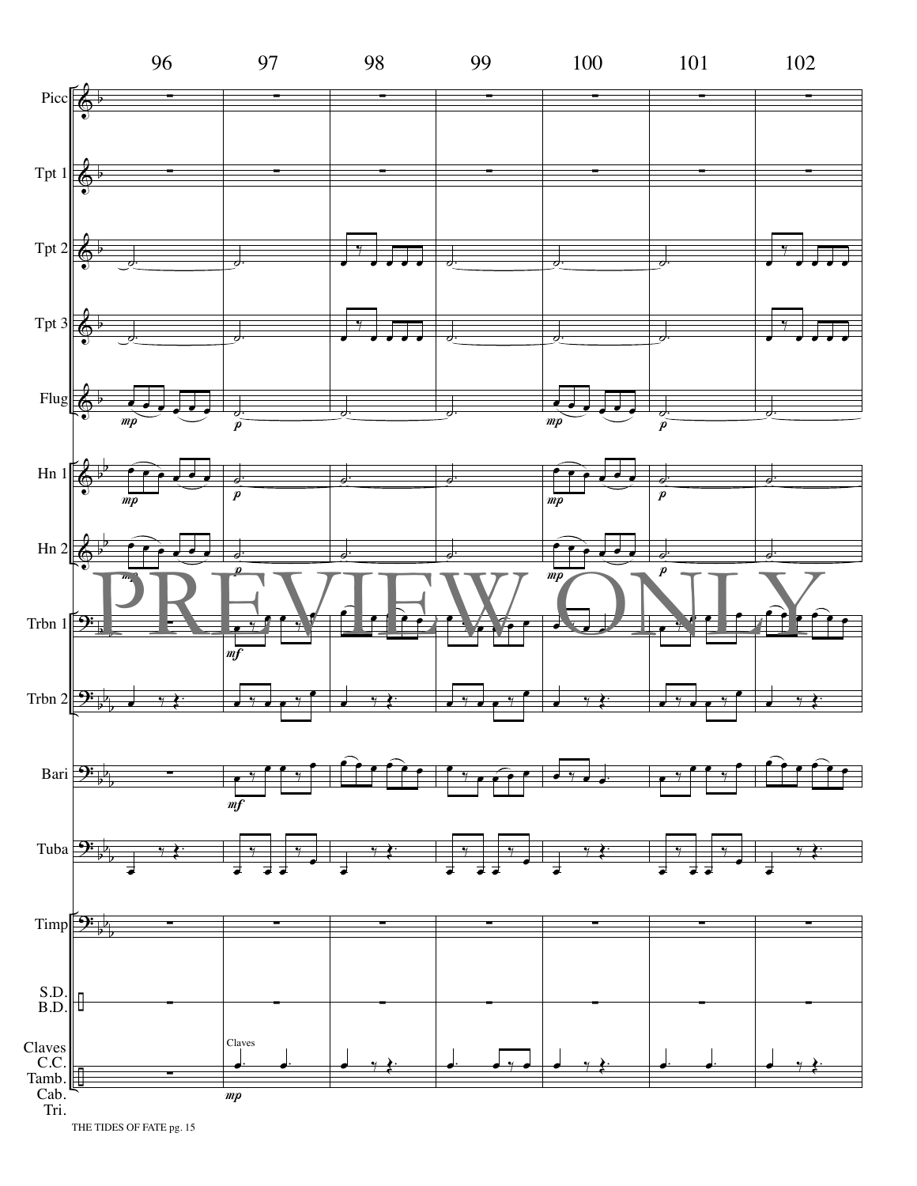96 97 98 99 100 101 102

Picc

Tpt 1

Tpt 2

Tpt 3

Flug

Hn 1

Hn 2

Trbn 1

Trbn 2

Bari

Tuba

Timp

S.D.
B.D.

Claves
C.C.
Tamb.
Cab.
Tri.

PREVIEW ONLY

THE TIDES OF FATE pg. 15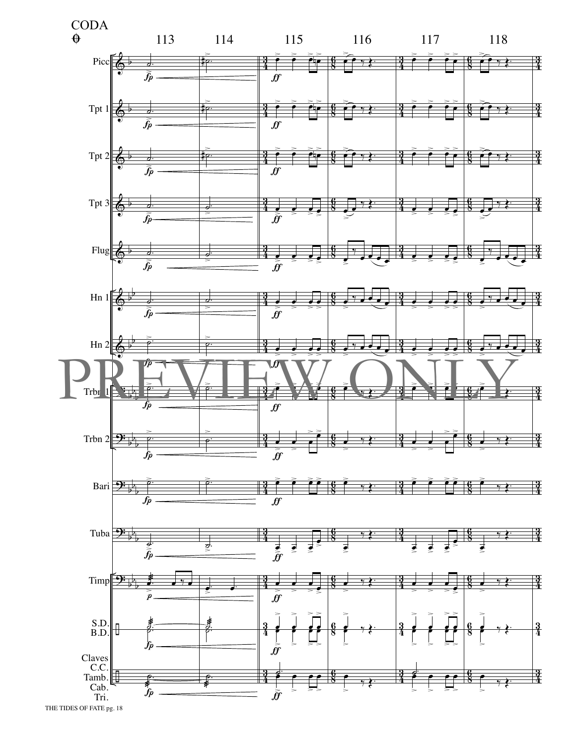CODA

113 114 115 116 117 118

Picc

Tpt 1

Tpt 2

Tpt 3

Flug

Hn 1

Hn 2

Trbn 1

Trbn 2

Bari

Tuba

Timp

S.D.
B.D.

Claves
C.C.
Tamb.
Cab.
Tri.

PREVIEW ONLY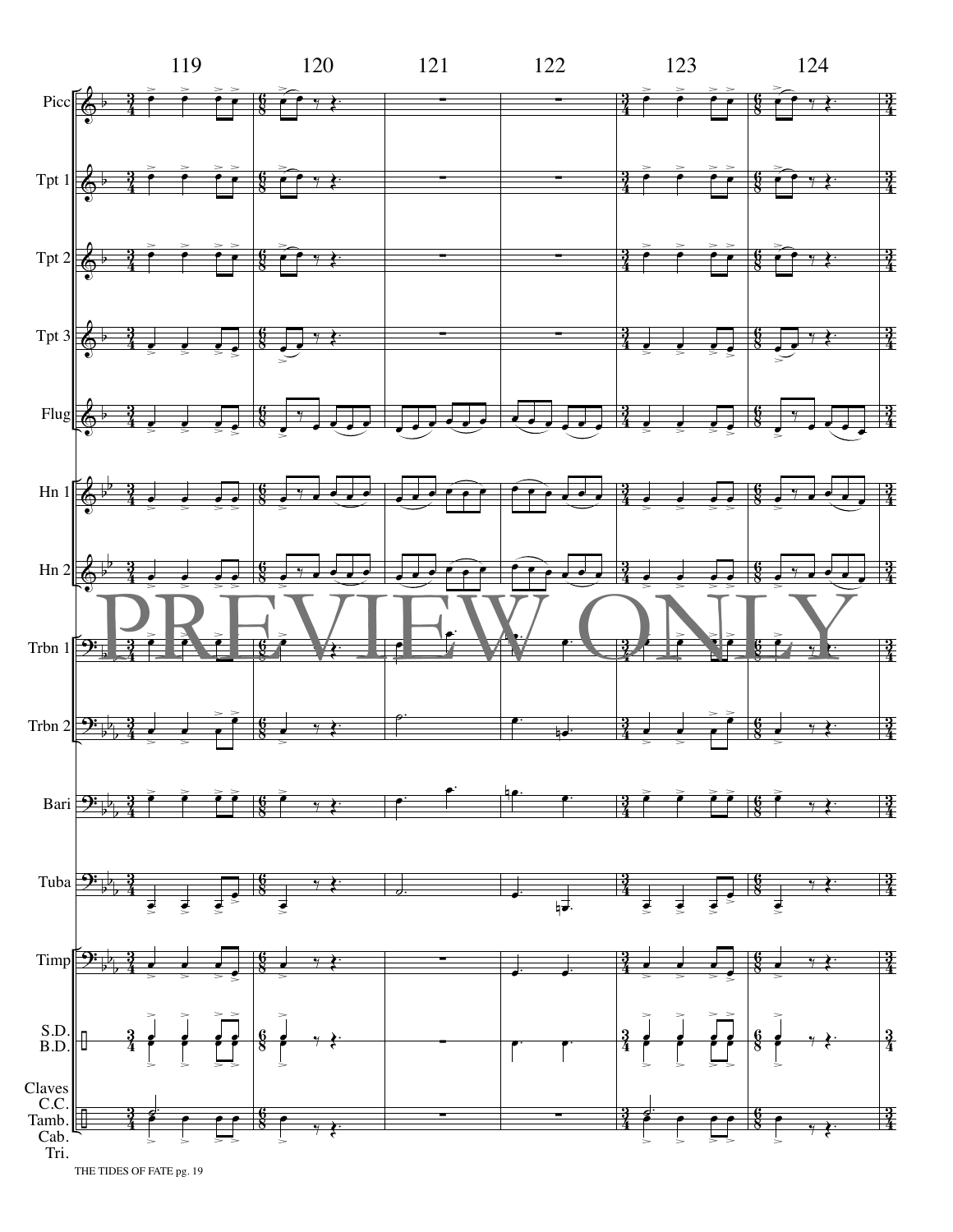119 120 121 122 123 124

Picc

Tpt 1

Tpt 2

Tpt 3

Flug

Hn 1

Hn 2

PREVIEW ONLY

Trbn 1

Trbn 2

Bari

Tuba

Timp

S.D.
B.D.

Claves
C.C.
Tamb.
Cab.
Tri.

THE TIDES OF FATE pg. 19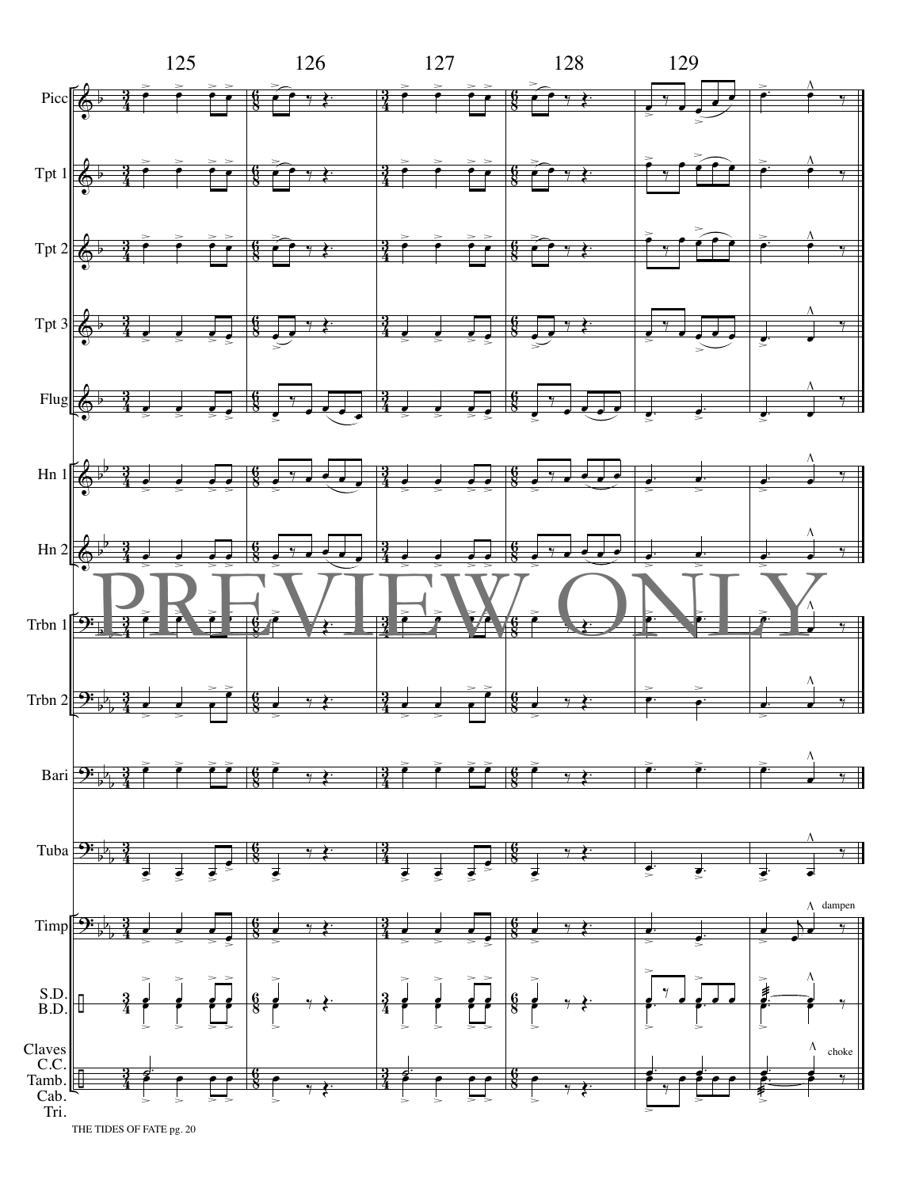125

126

127

128

129

Picc

Tpt 1

Tpt 2

Tpt 3

Flug

Hn 1

Hn 2

Trbn 1

Trbn 2

Bari

Tuba

Timp

dampen

S.D.
B.D.

Claves
C.C.
Tamb.
Cab.
Tri.

choke

PREVIEW ONLY

THE TIDES OF FATE pg. 20